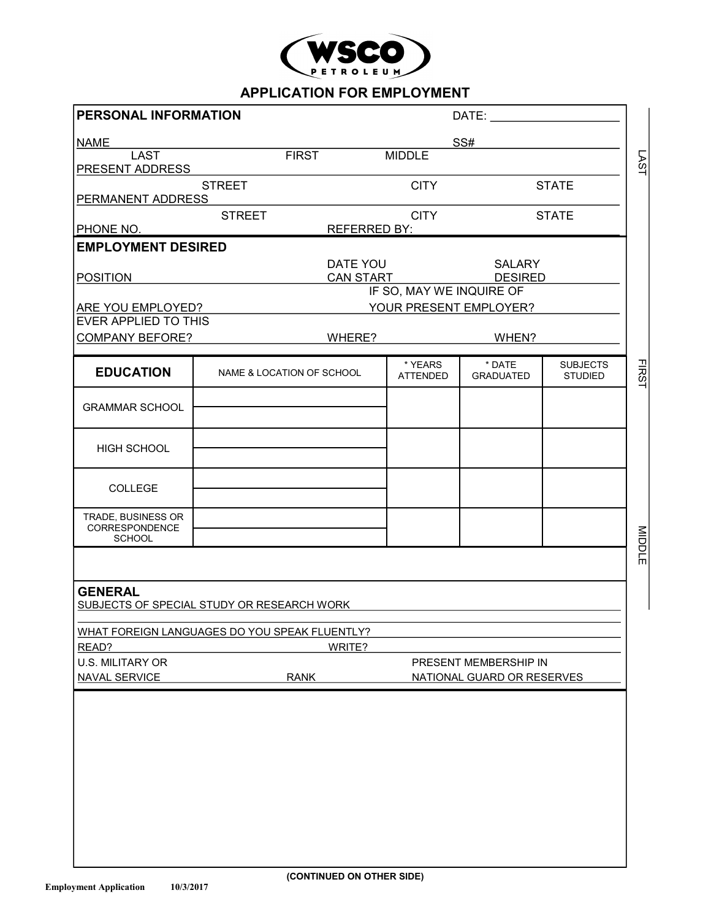**WSCO PETROLEUM**

# APPLICATION FOR EMPLOYMENT

## PERSONAL INFORMATION

DATE: ____________________

NAME ______________________________________________ SS# ____________________
LAST FIRST MIDDLE

PRESENT ADDRESS ____________________________________________________________
STREET CITY STATE

PERMANENT ADDRESS __________________________________________________________
STREET CITY STATE

PHONE NO. ____________________ REFERRED BY: ____________________

## EMPLOYMENT DESIRED

POSITION ____________________ DATE YOU CAN START ____________________ SALARY DESIRED ____________________

ARE YOU EMPLOYED? ____________________ IF SO, MAY WE INQUIRE OF YOUR PRESENT EMPLOYER? ____________________

EVER APPLIED TO THIS COMPANY BEFORE? ____________________ WHERE? ____________________ WHEN? ____________________

| EDUCATION | NAME & LOCATION OF SCHOOL | * YEARS ATTENDED | * DATE GRADUATED | SUBJECTS STUDIED |
|---|---|---|---|---|
| GRAMMAR SCHOOL | | | | |
| HIGH SCHOOL | | | | |
| COLLEGE | | | | |
| TRADE, BUSINESS OR CORRESPONDENCE SCHOOL | | | | |

## GENERAL

SUBJECTS OF SPECIAL STUDY OR RESEARCH WORK ____________________________________________

WHAT FOREIGN LANGUAGES DO YOU SPEAK FLUENTLY? ____________________

READ? ____________________ WRITE? ____________________

U.S. MILITARY OR NAVAL SERVICE ____________________ RANK ____________________ PRESENT MEMBERSHIP IN NATIONAL GUARD OR RESERVES ____________________

(CONTINUED ON OTHER SIDE)

LAST ____________________ FIRST ____________________ MIDDLE ____________________

Employment Application 10/3/2017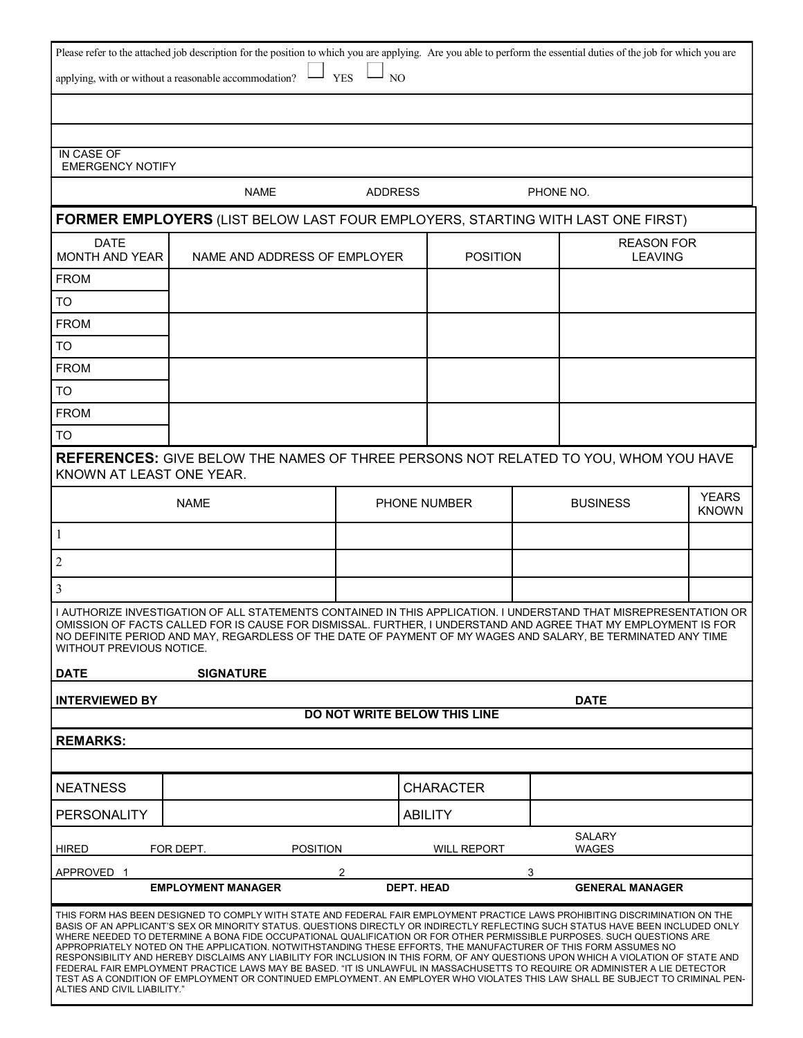Please refer to the attached job description for the position to which you are applying. Are you able to perform the essential duties of the job for which you are applying, with or without a reasonable accommodation? ☐ YES ☐ NO

IN CASE OF EMERGENCY NOTIFY

NAME ADDRESS PHONE NO.

## FORMER EMPLOYERS (LIST BELOW LAST FOUR EMPLOYERS, STARTING WITH LAST ONE FIRST)

| DATE MONTH AND YEAR | NAME AND ADDRESS OF EMPLOYER | POSITION | REASON FOR LEAVING |
|---|---|---|---|
| FROM | | | |
| TO | | | |
| FROM | | | |
| TO | | | |
| FROM | | | |
| TO | | | |
| FROM | | | |
| TO | | | |

## REFERENCES: GIVE BELOW THE NAMES OF THREE PERSONS NOT RELATED TO YOU, WHOM YOU HAVE KNOWN AT LEAST ONE YEAR.

| NAME | PHONE NUMBER | BUSINESS | YEARS KNOWN |
|---|---|---|---|
| 1 | | | |
| 2 | | | |
| 3 | | | |

I AUTHORIZE INVESTIGATION OF ALL STATEMENTS CONTAINED IN THIS APPLICATION. I UNDERSTAND THAT MISREPRESENTATION OR OMISSION OF FACTS CALLED FOR IS CAUSE FOR DISMISSAL. FURTHER, I UNDERSTAND AND AGREE THAT MY EMPLOYMENT IS FOR NO DEFINITE PERIOD AND MAY, REGARDLESS OF THE DATE OF PAYMENT OF MY WAGES AND SALARY, BE TERMINATED ANY TIME WITHOUT PREVIOUS NOTICE.

**DATE** **SIGNATURE**

**INTERVIEWED BY** **DATE**

**DO NOT WRITE BELOW THIS LINE**

**REMARKS:**

| | | | |
|---|---|---|---|
| NEATNESS | | CHARACTER | |
| PERSONALITY | | ABILITY | |

HIRED FOR DEPT. POSITION WILL REPORT SALARY WAGES

APPROVED 1 2 3

**EMPLOYMENT MANAGER** **DEPT. HEAD** **GENERAL MANAGER**

THIS FORM HAS BEEN DESIGNED TO COMPLY WITH STATE AND FEDERAL FAIR EMPLOYMENT PRACTICE LAWS PROHIBITING DISCRIMINATION ON THE BASIS OF AN APPLICANT'S SEX OR MINORITY STATUS. QUESTIONS DIRECTLY OR INDIRECTLY REFLECTING SUCH STATUS HAVE BEEN INCLUDED ONLY WHERE NEEDED TO DETERMINE A BONA FIDE OCCUPATIONAL QUALIFICATION OR FOR OTHER PERMISSIBLE PURPOSES. SUCH QUESTIONS ARE APPROPRIATELY NOTED ON THE APPLICATION. NOTWITHSTANDING THESE EFFORTS, THE MANUFACTURER OF THIS FORM ASSUMES NO RESPONSIBILITY AND HEREBY DISCLAIMS ANY LIABILITY FOR INCLUSION IN THIS FORM, OF ANY QUESTIONS UPON WHICH A VIOLATION OF STATE AND FEDERAL FAIR EMPLOYMENT PRACTICE LAWS MAY BE BASED. "IT IS UNLAWFUL IN MASSACHUSETTS TO REQUIRE OR ADMINISTER A LIE DETECTOR TEST AS A CONDITION OF EMPLOYMENT OR CONTINUED EMPLOYMENT. AN EMPLOYER WHO VIOLATES THIS LAW SHALL BE SUBJECT TO CRIMINAL PENALTIES AND CIVIL LIABILITY."